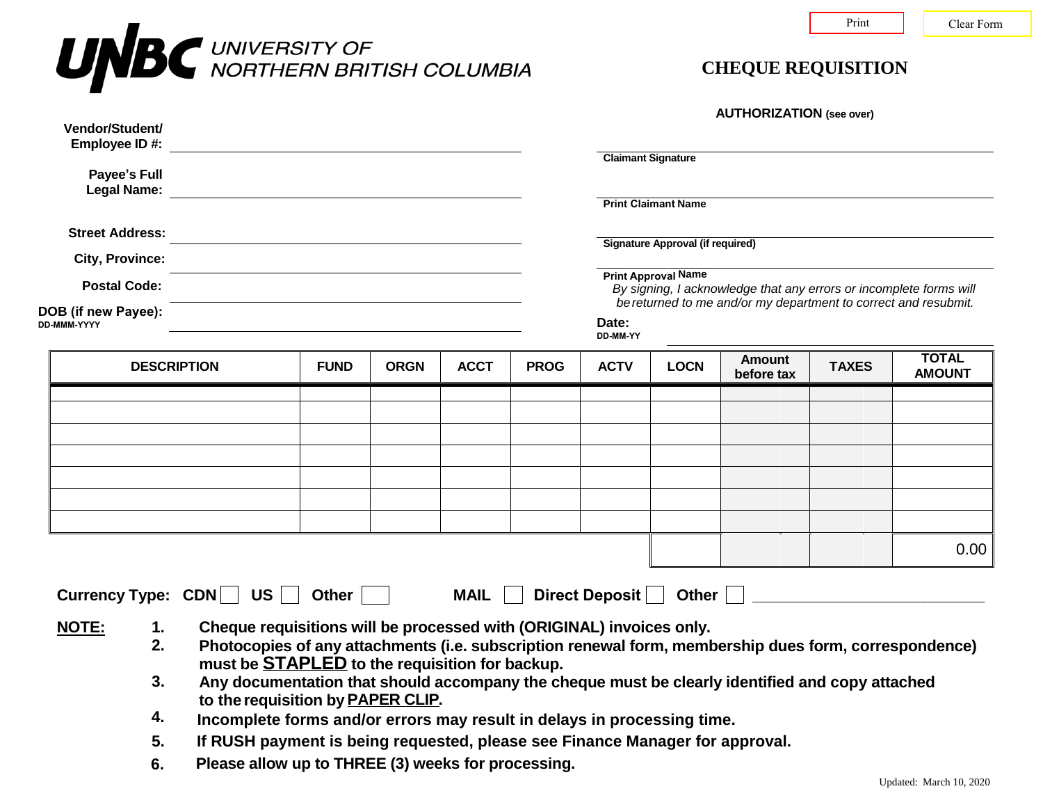Print | Clear Form

# UNBC UNIVERSITY OF NORTHERN BRITISH COLUMBIA

## CHEQUE REQUISITION

**Vendor/Student/ Employee ID #:** \_\_\_\_\_\_\_\_\_\_\_\_\_\_\_\_\_\_\_\_

**Payee's Full Legal Name:** \_\_\_\_\_\_\_\_\_\_\_\_\_\_\_\_\_\_\_\_

**Street Address:** \_\_\_\_\_\_\_\_\_\_\_\_\_\_\_\_\_\_\_\_

**City, Province:** \_\_\_\_\_\_\_\_\_\_\_\_\_\_\_\_\_\_\_\_

**Postal Code:** \_\_\_\_\_\_\_\_\_\_\_\_\_\_\_\_\_\_\_\_

**DOB (if new Payee):** DD-MMM-YYYY \_\_\_\_\_\_\_\_\_\_\_\_\_\_\_\_\_\_\_\_

**AUTHORIZATION** (see over)

\_\_\_\_\_\_\_\_\_\_\_\_\_\_\_\_\_\_\_\_
**Claimant Signature**

\_\_\_\_\_\_\_\_\_\_\_\_\_\_\_\_\_\_\_\_
**Print Claimant Name**

\_\_\_\_\_\_\_\_\_\_\_\_\_\_\_\_\_\_\_\_
**Signature Approval (if required)**

\_\_\_\_\_\_\_\_\_\_\_\_\_\_\_\_\_\_\_\_
**Print Approval Name**

*By signing, I acknowledge that any errors or incomplete forms will be returned to me and/or my department to correct and resubmit.*

**Date:** DD-MM-YY \_\_\_\_\_\_\_\_\_\_\_\_\_\_\_\_\_\_\_\_

| DESCRIPTION | FUND | ORGN | ACCT | PROG | ACTV | LOCN | Amount before tax | TAXES | TOTAL AMOUNT |
|---|---|---|---|---|---|---|---|---|---|
| | | | | | | | | | |
| | | | | | | | | | |
| | | | | | | | | | |
| | | | | | | | | | |
| | | | | | | | | | |
| | | | | | | | | | |
| | | | | | | | | | |
| | | | | | | | | | 0.00 |

**Currency Type:** CDN ☐ US ☐ Other ☐ **MAIL** ☐ **Direct Deposit** ☐ **Other** ☐ \_\_\_\_\_\_\_\_\_\_\_\_\_\_\_\_\_\_\_\_

**NOTE:**

1. **Cheque requisitions will be processed with (ORIGINAL) invoices only.**
2. **Photocopies of any attachments (i.e. subscription renewal form, membership dues form, correspondence) must be STAPLED to the requisition for backup.**
3. **Any documentation that should accompany the cheque must be clearly identified and copy attached to the requisition by PAPER CLIP.**
4. **Incomplete forms and/or errors may result in delays in processing time.**
5. **If RUSH payment is being requested, please see Finance Manager for approval.**
6. **Please allow up to THREE (3) weeks for processing.**

Updated: March 10, 2020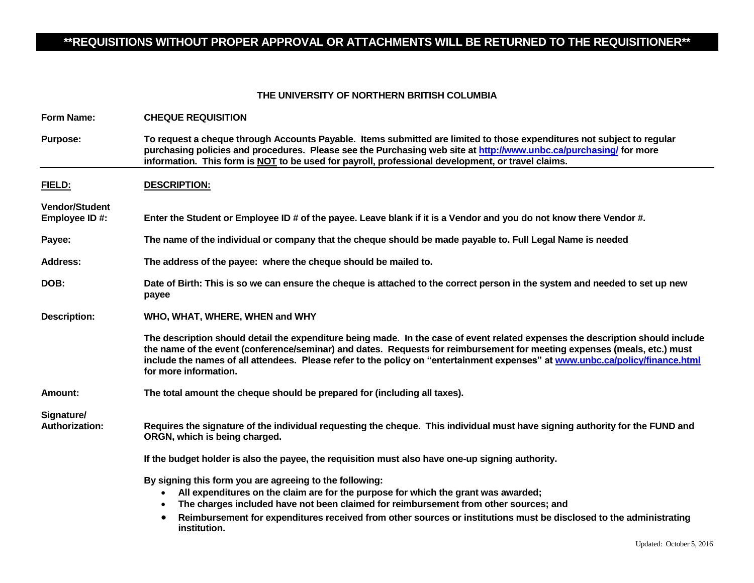**\*\*REQUISITIONS WITHOUT PROPER APPROVAL OR ATTACHMENTS WILL BE RETURNED TO THE REQUISITIONER\*\***

**THE UNIVERSITY OF NORTHERN BRITISH COLUMBIA**

| | |
|---|---|
| **Form Name:** | **CHEQUE REQUISITION** |
| **Purpose:** | **To request a cheque through Accounts Payable. Items submitted are limited to those expenditures not subject to regular purchasing policies and procedures. Please see the Purchasing web site at [http://www.unbc.ca/purchasing/](http://www.unbc.ca/purchasing/) for more information. This form is <u>NOT</u> to be used for payroll, professional development, or travel claims.** |

| **<u>FIELD:</u>** | **<u>DESCRIPTION:</u>** |
|---|---|
| **Vendor/Student Employee ID #:** | **Enter the Student or Employee ID # of the payee. Leave blank if it is a Vendor and you do not know there Vendor #.** |
| **Payee:** | **The name of the individual or company that the cheque should be made payable to. Full Legal Name is needed** |
| **Address:** | **The address of the payee: where the cheque should be mailed to.** |
| **DOB:** | **Date of Birth: This is so we can ensure the cheque is attached to the correct person in the system and needed to set up new payee** |
| **Description:** | **WHO, WHAT, WHERE, WHEN and WHY** <br><br> **The description should detail the expenditure being made. In the case of event related expenses the description should include the name of the event (conference/seminar) and dates. Requests for reimbursement for meeting expenses (meals, etc.) must include the names of all attendees. Please refer to the policy on "entertainment expenses" at [www.unbc.ca/policy/finance.html](http://www.unbc.ca/policy/finance.html) for more information.** |
| **Amount:** | **The total amount the cheque should be prepared for (including all taxes).** |
| **Signature/ Authorization:** | **Requires the signature of the individual requesting the cheque. This individual must have signing authority for the FUND and ORGN, which is being charged.** <br><br> **If the budget holder is also the payee, the requisition must also have one-up signing authority.** <br><br> **By signing this form you are agreeing to the following:** <br> • **All expenditures on the claim are for the purpose for which the grant was awarded;** <br> • **The charges included have not been claimed for reimbursement from other sources; and** <br> • **Reimbursement for expenditures received from other sources or institutions must be disclosed to the administrating institution.** |

Updated: October 5, 2016